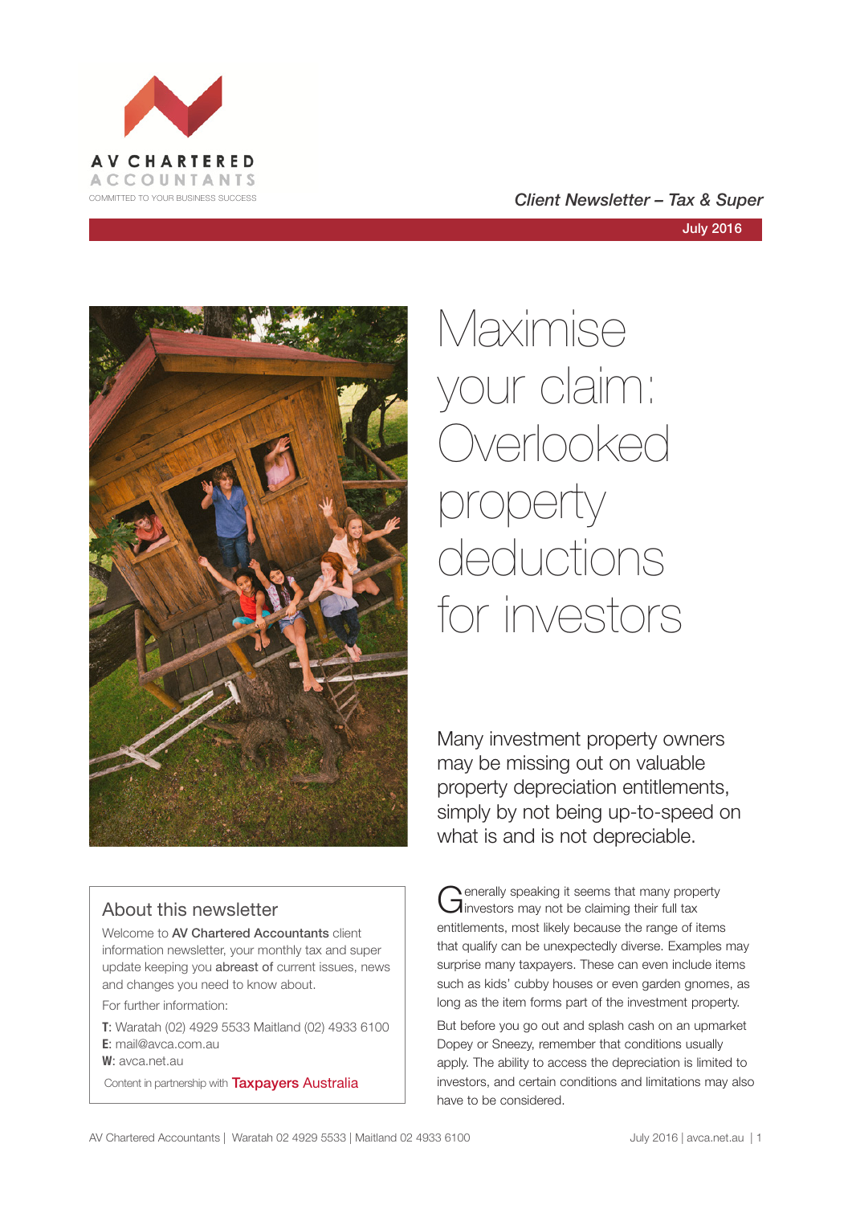AV CHARTERED ACCOUNTANTS

COMMITTED TO YOUR BUSINESS SUCCESS

*Client Newsletter – Tax & Super*

July 2016

# Maximise your claim: Overlooked property deductions for investors

Many investment property owners may be missing out on valuable property depreciation entitlements, simply by not being up-to-speed on what is and is not depreciable.

Generally speaking it seems that many property investors may not be claiming their full tax entitlements, most likely because the range of items that qualify can be unexpectedly diverse. Examples may surprise many taxpayers. These can even include items such as kids' cubby houses or even garden gnomes, as long as the item forms part of the investment property.

But before you go out and splash cash on an upmarket Dopey or Sneezy, remember that conditions usually apply. The ability to access the depreciation is limited to investors, and certain conditions and limitations may also have to be considered.

## About this newsletter

Welcome to **AV Chartered Accountants** client information newsletter, your monthly tax and super update keeping you **abreast of** current issues, news and changes you need to know about.

For further information:

**T**: Waratah (02) 4929 5533 Maitland (02) 4933 6100
**E**: mail@avca.com.au
**W**: avca.net.au

Content in partnership with Taxpayers Australia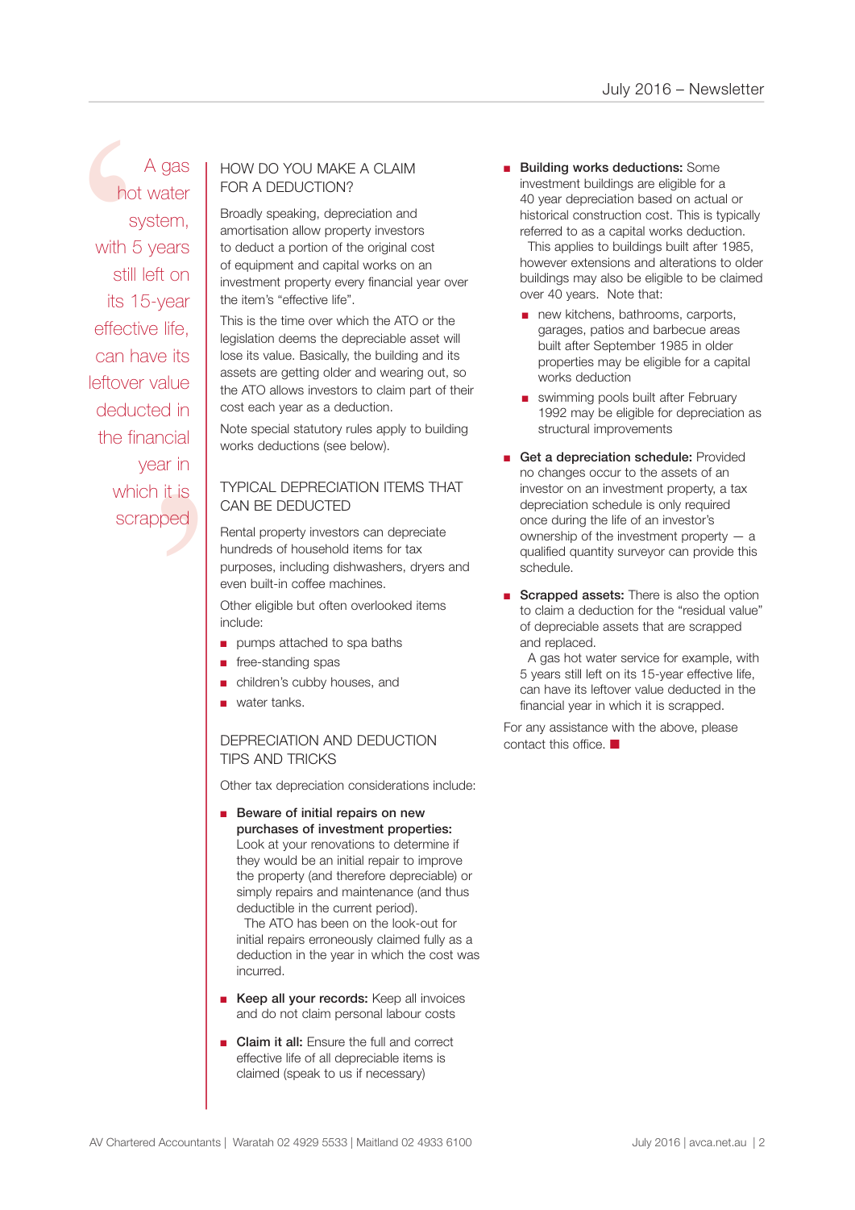> A gas hot water system, with 5 years still left on its 15-year effective life, can have its leftover value deducted in the financial year in which it is scrapped

## HOW DO YOU MAKE A CLAIM FOR A DEDUCTION?

Broadly speaking, depreciation and amortisation allow property investors to deduct a portion of the original cost of equipment and capital works on an investment property every financial year over the item's "effective life".

This is the time over which the ATO or the legislation deems the depreciable asset will lose its value. Basically, the building and its assets are getting older and wearing out, so the ATO allows investors to claim part of their cost each year as a deduction.

Note special statutory rules apply to building works deductions (see below).

## TYPICAL DEPRECIATION ITEMS THAT CAN BE DEDUCTED

Rental property investors can depreciate hundreds of household items for tax purposes, including dishwashers, dryers and even built-in coffee machines.

Other eligible but often overlooked items include:

- pumps attached to spa baths
- free-standing spas
- children's cubby houses, and
- water tanks.

## DEPRECIATION AND DEDUCTION TIPS AND TRICKS

Other tax depreciation considerations include:

- **Beware of initial repairs on new purchases of investment properties:** Look at your renovations to determine if they would be an initial repair to improve the property (and therefore depreciable) or simply repairs and maintenance (and thus deductible in the current period).
  The ATO has been on the look-out for initial repairs erroneously claimed fully as a deduction in the year in which the cost was incurred.
- **Keep all your records:** Keep all invoices and do not claim personal labour costs
- **Claim it all:** Ensure the full and correct effective life of all depreciable items is claimed (speak to us if necessary)
- **Building works deductions:** Some investment buildings are eligible for a 40 year depreciation based on actual or historical construction cost. This is typically referred to as a capital works deduction.
  This applies to buildings built after 1985, however extensions and alterations to older buildings may also be eligible to be claimed over 40 years. Note that:
  - new kitchens, bathrooms, carports, garages, patios and barbecue areas built after September 1985 in older properties may be eligible for a capital works deduction
  - swimming pools built after February 1992 may be eligible for depreciation as structural improvements
- **Get a depreciation schedule:** Provided no changes occur to the assets of an investor on an investment property, a tax depreciation schedule is only required once during the life of an investor's ownership of the investment property — a qualified quantity surveyor can provide this schedule.
- **Scrapped assets:** There is also the option to claim a deduction for the "residual value" of depreciable assets that are scrapped and replaced.
  A gas hot water service for example, with 5 years still left on its 15-year effective life, can have its leftover value deducted in the financial year in which it is scrapped.

For any assistance with the above, please contact this office. ■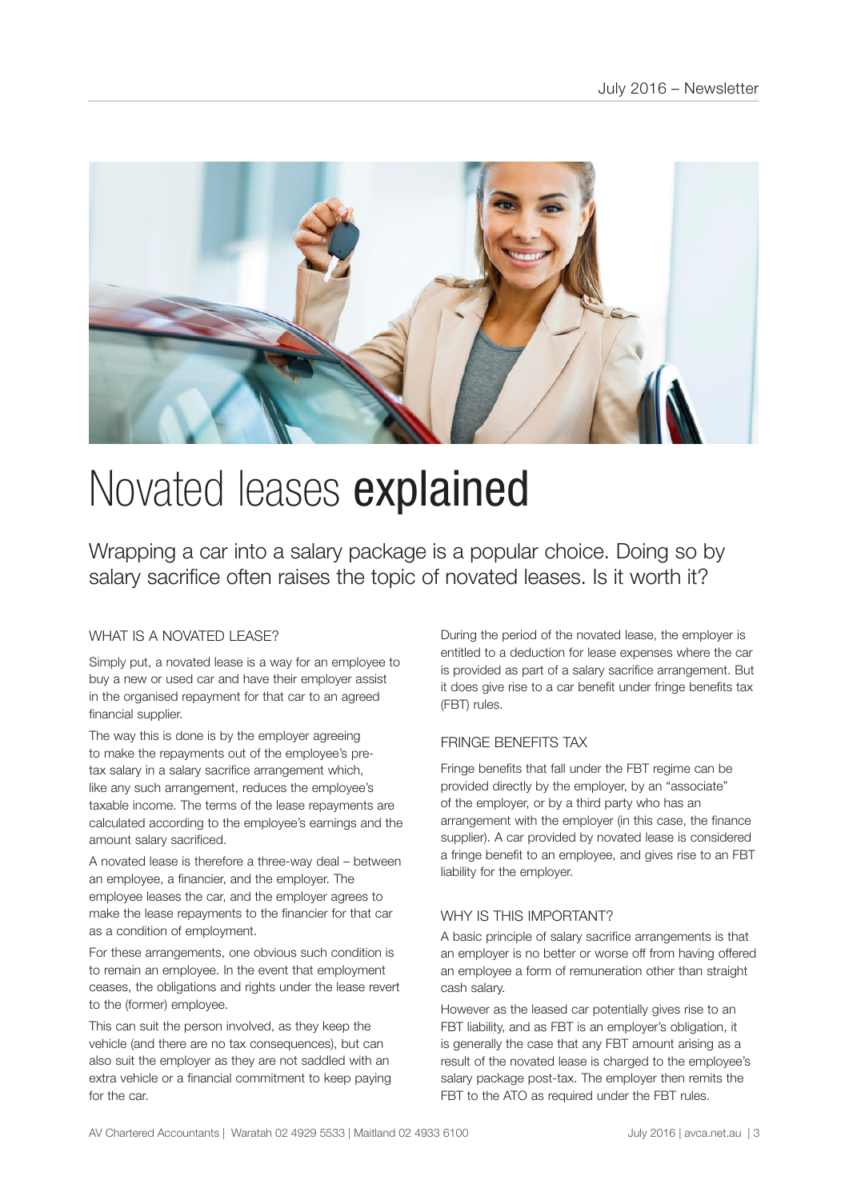# Novated leases **explained**

Wrapping a car into a salary package is a popular choice. Doing so by salary sacrifice often raises the topic of novated leases. Is it worth it?

## WHAT IS A NOVATED LEASE?

Simply put, a novated lease is a way for an employee to buy a new or used car and have their employer assist in the organised repayment for that car to an agreed financial supplier.

The way this is done is by the employer agreeing to make the repayments out of the employee's pre-tax salary in a salary sacrifice arrangement which, like any such arrangement, reduces the employee's taxable income. The terms of the lease repayments are calculated according to the employee's earnings and the amount salary sacrificed.

A novated lease is therefore a three-way deal – between an employee, a financier, and the employer. The employee leases the car, and the employer agrees to make the lease repayments to the financier for that car as a condition of employment.

For these arrangements, one obvious such condition is to remain an employee. In the event that employment ceases, the obligations and rights under the lease revert to the (former) employee.

This can suit the person involved, as they keep the vehicle (and there are no tax consequences), but can also suit the employer as they are not saddled with an extra vehicle or a financial commitment to keep paying for the car.

During the period of the novated lease, the employer is entitled to a deduction for lease expenses where the car is provided as part of a salary sacrifice arrangement. But it does give rise to a car benefit under fringe benefits tax (FBT) rules.

## FRINGE BENEFITS TAX

Fringe benefits that fall under the FBT regime can be provided directly by the employer, by an "associate" of the employer, or by a third party who has an arrangement with the employer (in this case, the finance supplier). A car provided by novated lease is considered a fringe benefit to an employee, and gives rise to an FBT liability for the employer.

## WHY IS THIS IMPORTANT?

A basic principle of salary sacrifice arrangements is that an employer is no better or worse off from having offered an employee a form of remuneration other than straight cash salary.

However as the leased car potentially gives rise to an FBT liability, and as FBT is an employer's obligation, it is generally the case that any FBT amount arising as a result of the novated lease is charged to the employee's salary package post-tax. The employer then remits the FBT to the ATO as required under the FBT rules.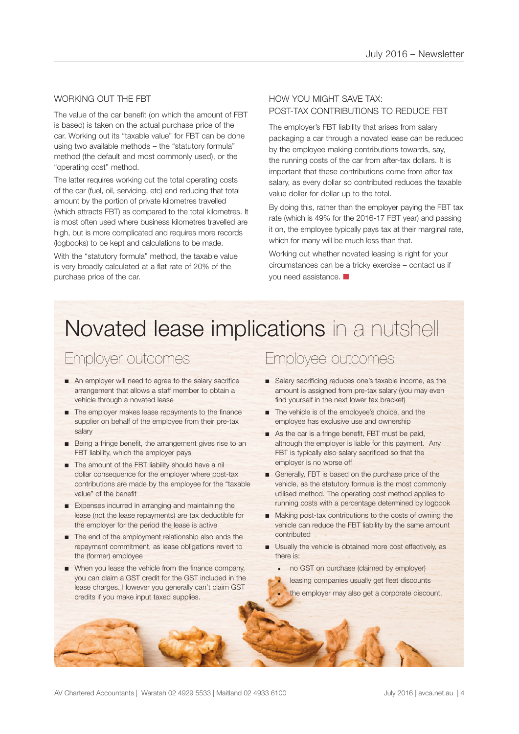### WORKING OUT THE FBT

The value of the car benefit (on which the amount of FBT is based) is taken on the actual purchase price of the car. Working out its "taxable value" for FBT can be done using two available methods – the "statutory formula" method (the default and most commonly used), or the "operating cost" method.

The latter requires working out the total operating costs of the car (fuel, oil, servicing, etc) and reducing that total amount by the portion of private kilometres travelled (which attracts FBT) as compared to the total kilometres. It is most often used where business kilometres travelled are high, but is more complicated and requires more records (logbooks) to be kept and calculations to be made.

With the "statutory formula" method, the taxable value is very broadly calculated at a flat rate of 20% of the purchase price of the car.

### HOW YOU MIGHT SAVE TAX: POST-TAX CONTRIBUTIONS TO REDUCE FBT

The employer's FBT liability that arises from salary packaging a car through a novated lease can be reduced by the employee making contributions towards, say, the running costs of the car from after-tax dollars. It is important that these contributions come from after-tax salary, as every dollar so contributed reduces the taxable value dollar-for-dollar up to the total.

By doing this, rather than the employer paying the FBT tax rate (which is 49% for the 2016-17 FBT year) and passing it on, the employee typically pays tax at their marginal rate, which for many will be much less than that.

Working out whether novated leasing is right for your circumstances can be a tricky exercise – contact us if you need assistance.

# Novated lease implications in a nutshell

## Employer outcomes

- An employer will need to agree to the salary sacrifice arrangement that allows a staff member to obtain a vehicle through a novated lease
- The employer makes lease repayments to the finance supplier on behalf of the employee from their pre-tax salary
- Being a fringe benefit, the arrangement gives rise to an FBT liability, which the employer pays
- The amount of the FBT liability should have a nil dollar consequence for the employer where post-tax contributions are made by the employee for the "taxable value" of the benefit
- Expenses incurred in arranging and maintaining the lease (not the lease repayments) are tax deductible for the employer for the period the lease is active
- The end of the employment relationship also ends the repayment commitment, as lease obligations revert to the (former) employee
- When you lease the vehicle from the finance company, you can claim a GST credit for the GST included in the lease charges. However you generally can't claim GST credits if you make input taxed supplies.

## Employee outcomes

- Salary sacrificing reduces one's taxable income, as the amount is assigned from pre-tax salary (you may even find yourself in the next lower tax bracket)
- The vehicle is of the employee's choice, and the employee has exclusive use and ownership
- As the car is a fringe benefit, FBT must be paid, although the employer is liable for this payment. Any FBT is typically also salary sacrificed so that the employer is no worse off
- Generally, FBT is based on the purchase price of the vehicle, as the statutory formula is the most commonly utilised method. The operating cost method applies to running costs with a percentage determined by logbook
- Making post-tax contributions to the costs of owning the vehicle can reduce the FBT liability by the same amount contributed
- Usually the vehicle is obtained more cost effectively, as there is:
  - no GST on purchase (claimed by employer)
  - leasing companies usually get fleet discounts
  - the employer may also get a corporate discount.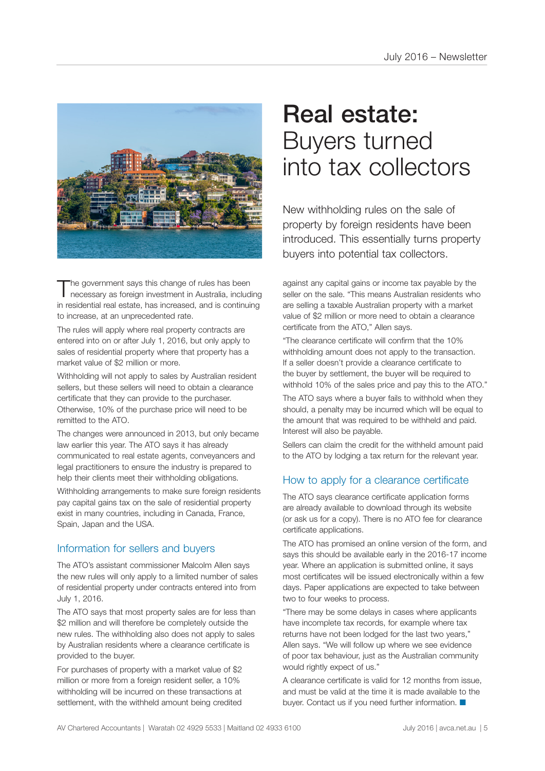# Real estate: Buyers turned into tax collectors

New withholding rules on the sale of property by foreign residents have been introduced. This essentially turns property buyers into potential tax collectors.

The government says this change of rules has been necessary as foreign investment in Australia, including in residential real estate, has increased, and is continuing to increase, at an unprecedented rate.

The rules will apply where real property contracts are entered into on or after July 1, 2016, but only apply to sales of residential property where that property has a market value of $2 million or more.

Withholding will not apply to sales by Australian resident sellers, but these sellers will need to obtain a clearance certificate that they can provide to the purchaser. Otherwise, 10% of the purchase price will need to be remitted to the ATO.

The changes were announced in 2013, but only became law earlier this year. The ATO says it has already communicated to real estate agents, conveyancers and legal practitioners to ensure the industry is prepared to help their clients meet their withholding obligations.

Withholding arrangements to make sure foreign residents pay capital gains tax on the sale of residential property exist in many countries, including in Canada, France, Spain, Japan and the USA.

## Information for sellers and buyers

The ATO's assistant commissioner Malcolm Allen says the new rules will only apply to a limited number of sales of residential property under contracts entered into from July 1, 2016.

The ATO says that most property sales are for less than $2 million and will therefore be completely outside the new rules. The withholding also does not apply to sales by Australian residents where a clearance certificate is provided to the buyer.

For purchases of property with a market value of $2 million or more from a foreign resident seller, a 10% withholding will be incurred on these transactions at settlement, with the withheld amount being credited against any capital gains or income tax payable by the seller on the sale. "This means Australian residents who are selling a taxable Australian property with a market value of $2 million or more need to obtain a clearance certificate from the ATO," Allen says.

"The clearance certificate will confirm that the 10% withholding amount does not apply to the transaction. If a seller doesn't provide a clearance certificate to the buyer by settlement, the buyer will be required to withhold 10% of the sales price and pay this to the ATO."

The ATO says where a buyer fails to withhold when they should, a penalty may be incurred which will be equal to the amount that was required to be withheld and paid. Interest will also be payable.

Sellers can claim the credit for the withheld amount paid to the ATO by lodging a tax return for the relevant year.

## How to apply for a clearance certificate

The ATO says clearance certificate application forms are already available to download through its website (or ask us for a copy). There is no ATO fee for clearance certificate applications.

The ATO has promised an online version of the form, and says this should be available early in the 2016-17 income year. Where an application is submitted online, it says most certificates will be issued electronically within a few days. Paper applications are expected to take between two to four weeks to process.

"There may be some delays in cases where applicants have incomplete tax records, for example where tax returns have not been lodged for the last two years," Allen says. "We will follow up where we see evidence of poor tax behaviour, just as the Australian community would rightly expect of us."

A clearance certificate is valid for 12 months from issue, and must be valid at the time it is made available to the buyer. Contact us if you need further information. ■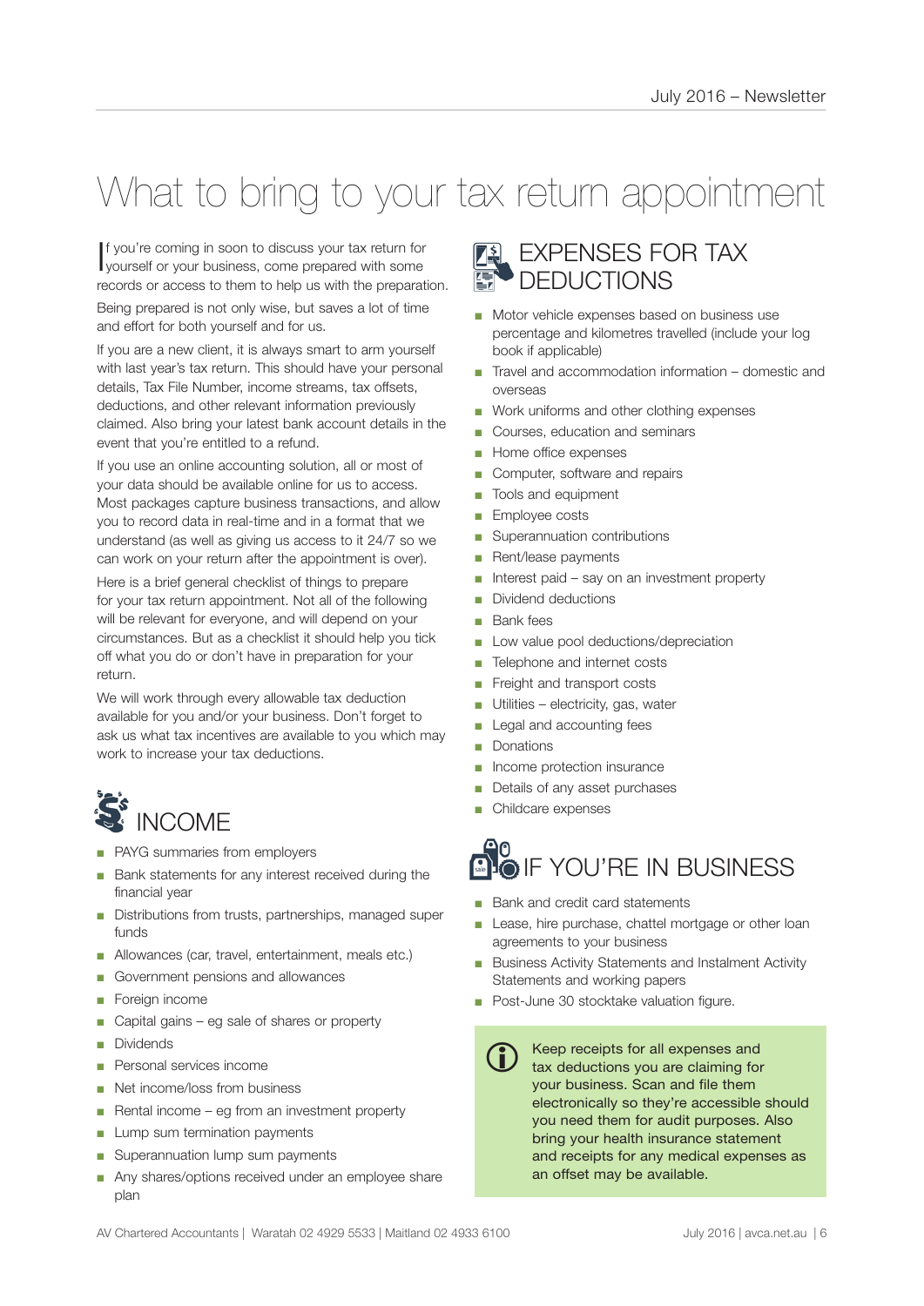# What to bring to your tax return appointment

If you're coming in soon to discuss your tax return for yourself or your business, come prepared with some records or access to them to help us with the preparation.

Being prepared is not only wise, but saves a lot of time and effort for both yourself and for us.

If you are a new client, it is always smart to arm yourself with last year's tax return. This should have your personal details, Tax File Number, income streams, tax offsets, deductions, and other relevant information previously claimed. Also bring your latest bank account details in the event that you're entitled to a refund.

If you use an online accounting solution, all or most of your data should be available online for us to access. Most packages capture business transactions, and allow you to record data in real-time and in a format that we understand (as well as giving us access to it 24/7 so we can work on your return after the appointment is over).

Here is a brief general checklist of things to prepare for your tax return appointment. Not all of the following will be relevant for everyone, and will depend on your circumstances. But as a checklist it should help you tick off what you do or don't have in preparation for your return.

We will work through every allowable tax deduction available for you and/or your business. Don't forget to ask us what tax incentives are available to you which may work to increase your tax deductions.

## INCOME

- PAYG summaries from employers
- Bank statements for any interest received during the financial year
- Distributions from trusts, partnerships, managed super funds
- Allowances (car, travel, entertainment, meals etc.)
- Government pensions and allowances
- Foreign income
- Capital gains – eg sale of shares or property
- Dividends
- Personal services income
- Net income/loss from business
- Rental income – eg from an investment property
- Lump sum termination payments
- Superannuation lump sum payments
- Any shares/options received under an employee share plan

## EXPENSES FOR TAX DEDUCTIONS

- Motor vehicle expenses based on business use percentage and kilometres travelled (include your log book if applicable)
- Travel and accommodation information – domestic and overseas
- Work uniforms and other clothing expenses
- Courses, education and seminars
- Home office expenses
- Computer, software and repairs
- Tools and equipment
- Employee costs
- Superannuation contributions
- Rent/lease payments
- Interest paid – say on an investment property
- Dividend deductions
- Bank fees
- Low value pool deductions/depreciation
- Telephone and internet costs
- Freight and transport costs
- Utilities – electricity, gas, water
- Legal and accounting fees
- Donations
- Income protection insurance
- Details of any asset purchases
- Childcare expenses

## IF YOU'RE IN BUSINESS

- Bank and credit card statements
- Lease, hire purchase, chattel mortgage or other loan agreements to your business
- Business Activity Statements and Instalment Activity Statements and working papers
- Post-June 30 stocktake valuation figure.

Keep receipts for all expenses and tax deductions you are claiming for your business. Scan and file them electronically so they're accessible should you need them for audit purposes. Also bring your health insurance statement and receipts for any medical expenses as an offset may be available.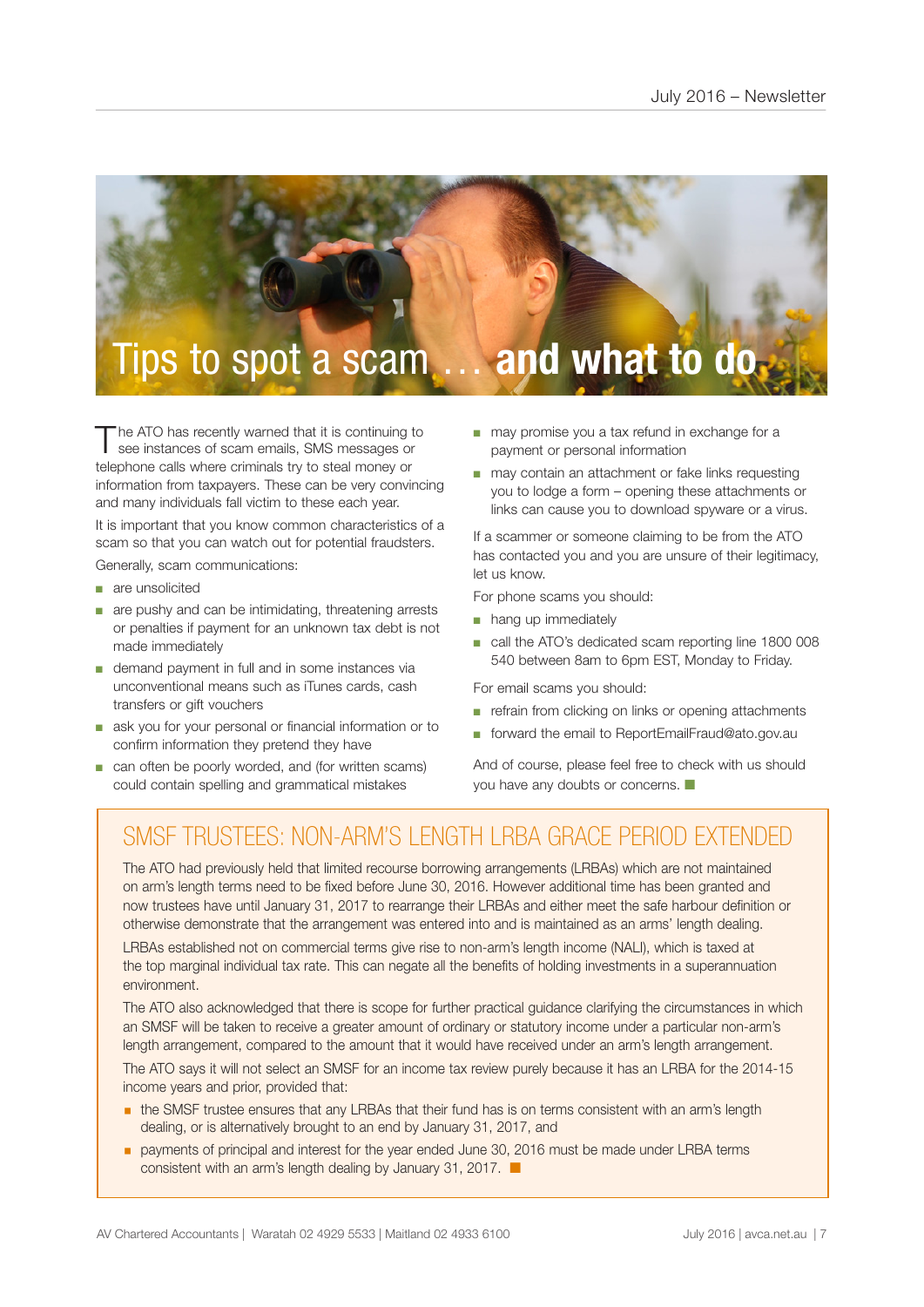# Tips to spot a scam … and what to do

The ATO has recently warned that it is continuing to see instances of scam emails, SMS messages or telephone calls where criminals try to steal money or information from taxpayers. These can be very convincing and many individuals fall victim to these each year.

It is important that you know common characteristics of a scam so that you can watch out for potential fraudsters.

Generally, scam communications:

- are unsolicited
- are pushy and can be intimidating, threatening arrests or penalties if payment for an unknown tax debt is not made immediately
- demand payment in full and in some instances via unconventional means such as iTunes cards, cash transfers or gift vouchers
- ask you for your personal or financial information or to confirm information they pretend they have
- can often be poorly worded, and (for written scams) could contain spelling and grammatical mistakes
- may promise you a tax refund in exchange for a payment or personal information
- may contain an attachment or fake links requesting you to lodge a form – opening these attachments or links can cause you to download spyware or a virus.

If a scammer or someone claiming to be from the ATO has contacted you and you are unsure of their legitimacy, let us know.

For phone scams you should:

- hang up immediately
- call the ATO's dedicated scam reporting line 1800 008 540 between 8am to 6pm EST, Monday to Friday.

For email scams you should:

- refrain from clicking on links or opening attachments
- forward the email to ReportEmailFraud@ato.gov.au

And of course, please feel free to check with us should you have any doubts or concerns.

## SMSF TRUSTEES: NON-ARM'S LENGTH LRBA GRACE PERIOD EXTENDED

The ATO had previously held that limited recourse borrowing arrangements (LRBAs) which are not maintained on arm's length terms need to be fixed before June 30, 2016. However additional time has been granted and now trustees have until January 31, 2017 to rearrange their LRBAs and either meet the safe harbour definition or otherwise demonstrate that the arrangement was entered into and is maintained as an arms' length dealing.

LRBAs established not on commercial terms give rise to non-arm's length income (NALI), which is taxed at the top marginal individual tax rate. This can negate all the benefits of holding investments in a superannuation environment.

The ATO also acknowledged that there is scope for further practical guidance clarifying the circumstances in which an SMSF will be taken to receive a greater amount of ordinary or statutory income under a particular non-arm's length arrangement, compared to the amount that it would have received under an arm's length arrangement.

The ATO says it will not select an SMSF for an income tax review purely because it has an LRBA for the 2014-15 income years and prior, provided that:

- the SMSF trustee ensures that any LRBAs that their fund has is on terms consistent with an arm's length dealing, or is alternatively brought to an end by January 31, 2017, and
- payments of principal and interest for the year ended June 30, 2016 must be made under LRBA terms consistent with an arm's length dealing by January 31, 2017.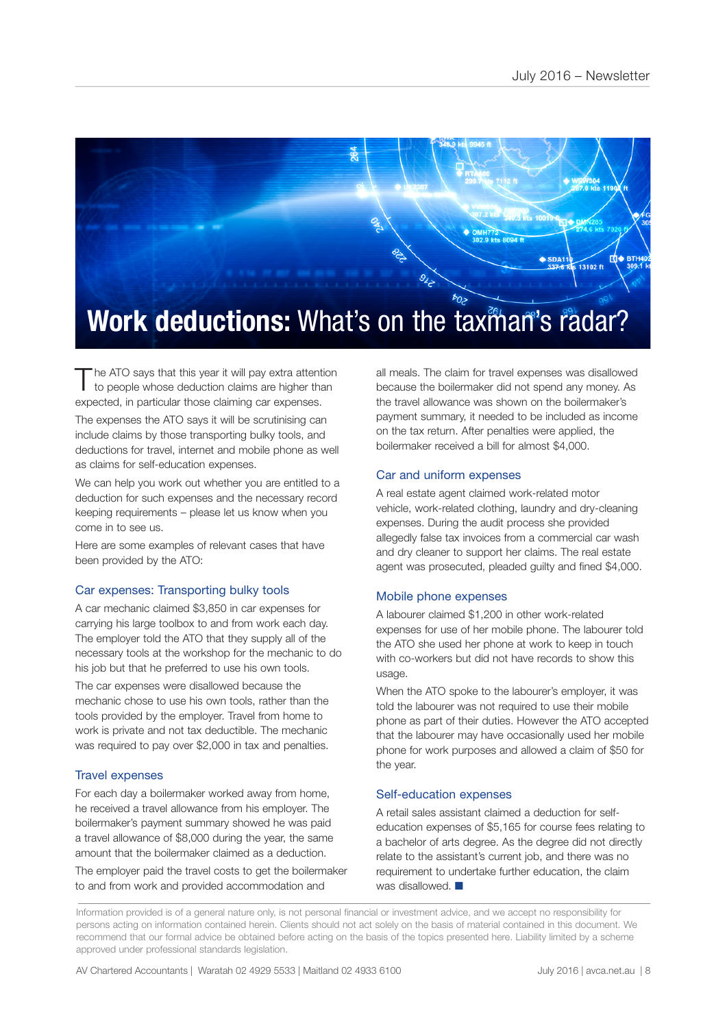# **Work deductions:** What's on the taxman's radar?

The ATO says that this year it will pay extra attention to people whose deduction claims are higher than expected, in particular those claiming car expenses.

The expenses the ATO says it will be scrutinising can include claims by those transporting bulky tools, and deductions for travel, internet and mobile phone as well as claims for self-education expenses.

We can help you work out whether you are entitled to a deduction for such expenses and the necessary record keeping requirements – please let us know when you come in to see us.

Here are some examples of relevant cases that have been provided by the ATO:

### Car expenses: Transporting bulky tools

A car mechanic claimed $3,850 in car expenses for carrying his large toolbox to and from work each day. The employer told the ATO that they supply all of the necessary tools at the workshop for the mechanic to do his job but that he preferred to use his own tools.

The car expenses were disallowed because the mechanic chose to use his own tools, rather than the tools provided by the employer. Travel from home to work is private and not tax deductible. The mechanic was required to pay over $2,000 in tax and penalties.

### Travel expenses

For each day a boilermaker worked away from home, he received a travel allowance from his employer. The boilermaker's payment summary showed he was paid a travel allowance of $8,000 during the year, the same amount that the boilermaker claimed as a deduction.

The employer paid the travel costs to get the boilermaker to and from work and provided accommodation and all meals. The claim for travel expenses was disallowed because the boilermaker did not spend any money. As the travel allowance was shown on the boilermaker's payment summary, it needed to be included as income on the tax return. After penalties were applied, the boilermaker received a bill for almost $4,000.

### Car and uniform expenses

A real estate agent claimed work-related motor vehicle, work-related clothing, laundry and dry-cleaning expenses. During the audit process she provided allegedly false tax invoices from a commercial car wash and dry cleaner to support her claims. The real estate agent was prosecuted, pleaded guilty and fined $4,000.

### Mobile phone expenses

A labourer claimed $1,200 in other work-related expenses for use of her mobile phone. The labourer told the ATO she used her phone at work to keep in touch with co-workers but did not have records to show this usage.

When the ATO spoke to the labourer's employer, it was told the labourer was not required to use their mobile phone as part of their duties. However the ATO accepted that the labourer may have occasionally used her mobile phone for work purposes and allowed a claim of $50 for the year.

### Self-education expenses

A retail sales assistant claimed a deduction for self-education expenses of $5,165 for course fees relating to a bachelor of arts degree. As the degree did not directly relate to the assistant's current job, and there was no requirement to undertake further education, the claim was disallowed. ■

Information provided is of a general nature only, is not personal financial or investment advice, and we accept no responsibility for persons acting on information contained herein. Clients should not act solely on the basis of material contained in this document. We recommend that our formal advice be obtained before acting on the basis of the topics presented here. Liability limited by a scheme approved under professional standards legislation.